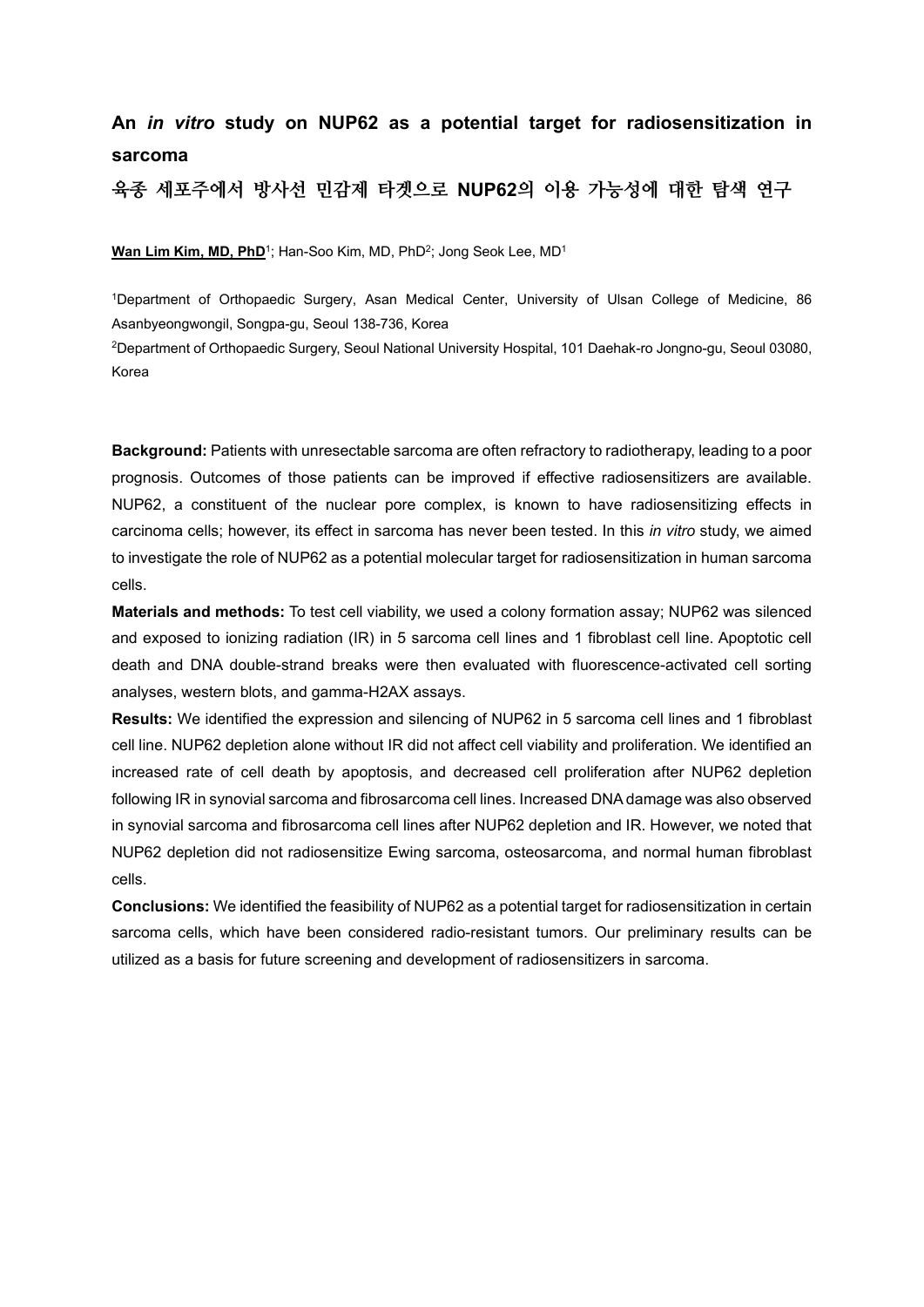# An *in vitro* study on NUP62 as a potential target for radiosensitization in sarcoma

## 육종 세포주에서 방사선 민감제 타겟으로 NUP62의 이용 가능성에 대한 탐색 연구

**Wan Lim Kim, MD, PhD**[1]; Han-Soo Kim, MD, PhD[2]; Jong Seok Lee, MD[1]

[1]Department of Orthopaedic Surgery, Asan Medical Center, University of Ulsan College of Medicine, 86 Asanbyeongwongil, Songpa-gu, Seoul 138-736, Korea

[2]Department of Orthopaedic Surgery, Seoul National University Hospital, 101 Daehak-ro Jongno-gu, Seoul 03080, Korea

**Background:** Patients with unresectable sarcoma are often refractory to radiotherapy, leading to a poor prognosis. Outcomes of those patients can be improved if effective radiosensitizers are available. NUP62, a constituent of the nuclear pore complex, is known to have radiosensitizing effects in carcinoma cells; however, its effect in sarcoma has never been tested. In this *in vitro* study, we aimed to investigate the role of NUP62 as a potential molecular target for radiosensitization in human sarcoma cells.

**Materials and methods:** To test cell viability, we used a colony formation assay; NUP62 was silenced and exposed to ionizing radiation (IR) in 5 sarcoma cell lines and 1 fibroblast cell line. Apoptotic cell death and DNA double-strand breaks were then evaluated with fluorescence-activated cell sorting analyses, western blots, and gamma-H2AX assays.

**Results:** We identified the expression and silencing of NUP62 in 5 sarcoma cell lines and 1 fibroblast cell line. NUP62 depletion alone without IR did not affect cell viability and proliferation. We identified an increased rate of cell death by apoptosis, and decreased cell proliferation after NUP62 depletion following IR in synovial sarcoma and fibrosarcoma cell lines. Increased DNA damage was also observed in synovial sarcoma and fibrosarcoma cell lines after NUP62 depletion and IR. However, we noted that NUP62 depletion did not radiosensitize Ewing sarcoma, osteosarcoma, and normal human fibroblast cells.

**Conclusions:** We identified the feasibility of NUP62 as a potential target for radiosensitization in certain sarcoma cells, which have been considered radio-resistant tumors. Our preliminary results can be utilized as a basis for future screening and development of radiosensitizers in sarcoma.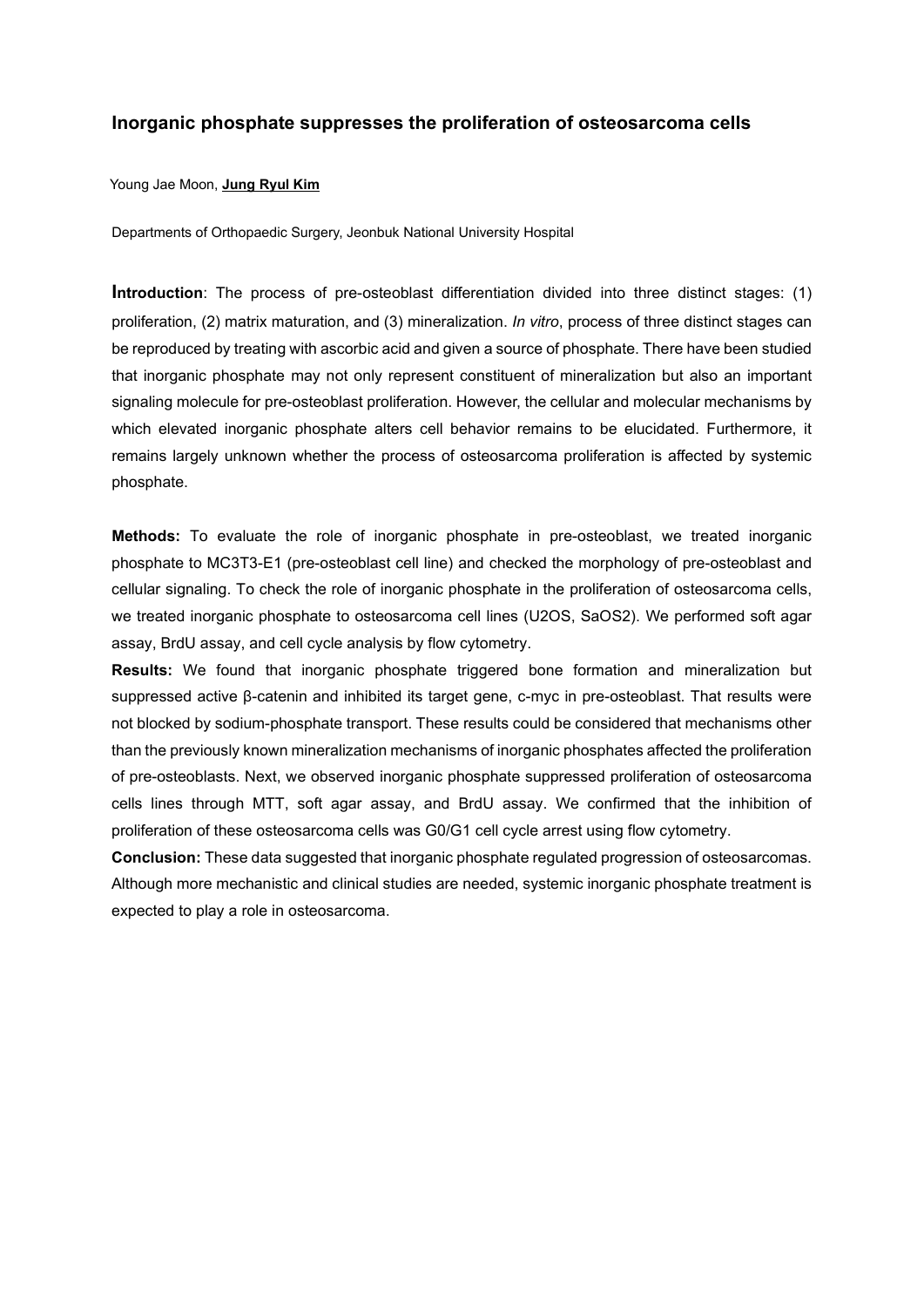## Inorganic phosphate suppresses the proliferation of osteosarcoma cells

Young Jae Moon, **Jung Ryul Kim**

Departments of Orthopaedic Surgery, Jeonbuk National University Hospital

**Introduction**: The process of pre-osteoblast differentiation divided into three distinct stages: (1) proliferation, (2) matrix maturation, and (3) mineralization. *In vitro*, process of three distinct stages can be reproduced by treating with ascorbic acid and given a source of phosphate. There have been studied that inorganic phosphate may not only represent constituent of mineralization but also an important signaling molecule for pre-osteoblast proliferation. However, the cellular and molecular mechanisms by which elevated inorganic phosphate alters cell behavior remains to be elucidated. Furthermore, it remains largely unknown whether the process of osteosarcoma proliferation is affected by systemic phosphate.

**Methods:** To evaluate the role of inorganic phosphate in pre-osteoblast, we treated inorganic phosphate to MC3T3-E1 (pre-osteoblast cell line) and checked the morphology of pre-osteoblast and cellular signaling. To check the role of inorganic phosphate in the proliferation of osteosarcoma cells, we treated inorganic phosphate to osteosarcoma cell lines (U2OS, SaOS2). We performed soft agar assay, BrdU assay, and cell cycle analysis by flow cytometry.

**Results:** We found that inorganic phosphate triggered bone formation and mineralization but suppressed active β-catenin and inhibited its target gene, c-myc in pre-osteoblast. That results were not blocked by sodium-phosphate transport. These results could be considered that mechanisms other than the previously known mineralization mechanisms of inorganic phosphates affected the proliferation of pre-osteoblasts. Next, we observed inorganic phosphate suppressed proliferation of osteosarcoma cells lines through MTT, soft agar assay, and BrdU assay. We confirmed that the inhibition of proliferation of these osteosarcoma cells was G0/G1 cell cycle arrest using flow cytometry.

**Conclusion:** These data suggested that inorganic phosphate regulated progression of osteosarcomas. Although more mechanistic and clinical studies are needed, systemic inorganic phosphate treatment is expected to play a role in osteosarcoma.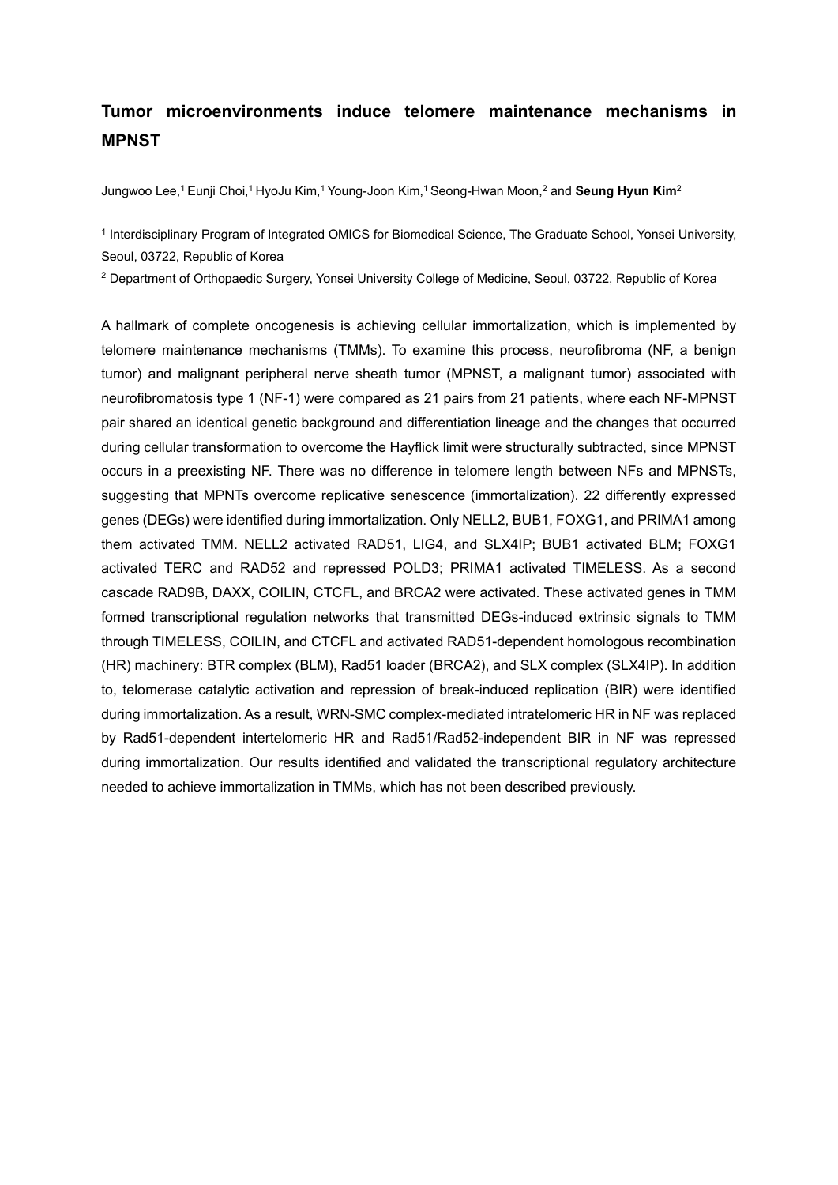# Tumor microenvironments induce telomere maintenance mechanisms in MPNST

Jungwoo Lee,[1] Eunji Choi,[1] HyoJu Kim,[1] Young-Joon Kim,[1] Seong-Hwan Moon,[2] and **Seung Hyun Kim**[2]

[1] Interdisciplinary Program of Integrated OMICS for Biomedical Science, The Graduate School, Yonsei University, Seoul, 03722, Republic of Korea

[2] Department of Orthopaedic Surgery, Yonsei University College of Medicine, Seoul, 03722, Republic of Korea

A hallmark of complete oncogenesis is achieving cellular immortalization, which is implemented by telomere maintenance mechanisms (TMMs). To examine this process, neurofibroma (NF, a benign tumor) and malignant peripheral nerve sheath tumor (MPNST, a malignant tumor) associated with neurofibromatosis type 1 (NF-1) were compared as 21 pairs from 21 patients, where each NF-MPNST pair shared an identical genetic background and differentiation lineage and the changes that occurred during cellular transformation to overcome the Hayflick limit were structurally subtracted, since MPNST occurs in a preexisting NF. There was no difference in telomere length between NFs and MPNSTs, suggesting that MPNTs overcome replicative senescence (immortalization). 22 differently expressed genes (DEGs) were identified during immortalization. Only NELL2, BUB1, FOXG1, and PRIMA1 among them activated TMM. NELL2 activated RAD51, LIG4, and SLX4IP; BUB1 activated BLM; FOXG1 activated TERC and RAD52 and repressed POLD3; PRIMA1 activated TIMELESS. As a second cascade RAD9B, DAXX, COILIN, CTCFL, and BRCA2 were activated. These activated genes in TMM formed transcriptional regulation networks that transmitted DEGs-induced extrinsic signals to TMM through TIMELESS, COILIN, and CTCFL and activated RAD51-dependent homologous recombination (HR) machinery: BTR complex (BLM), Rad51 loader (BRCA2), and SLX complex (SLX4IP). In addition to, telomerase catalytic activation and repression of break-induced replication (BIR) were identified during immortalization. As a result, WRN-SMC complex-mediated intratelomeric HR in NF was replaced by Rad51-dependent intertelomeric HR and Rad51/Rad52-independent BIR in NF was repressed during immortalization. Our results identified and validated the transcriptional regulatory architecture needed to achieve immortalization in TMMs, which has not been described previously.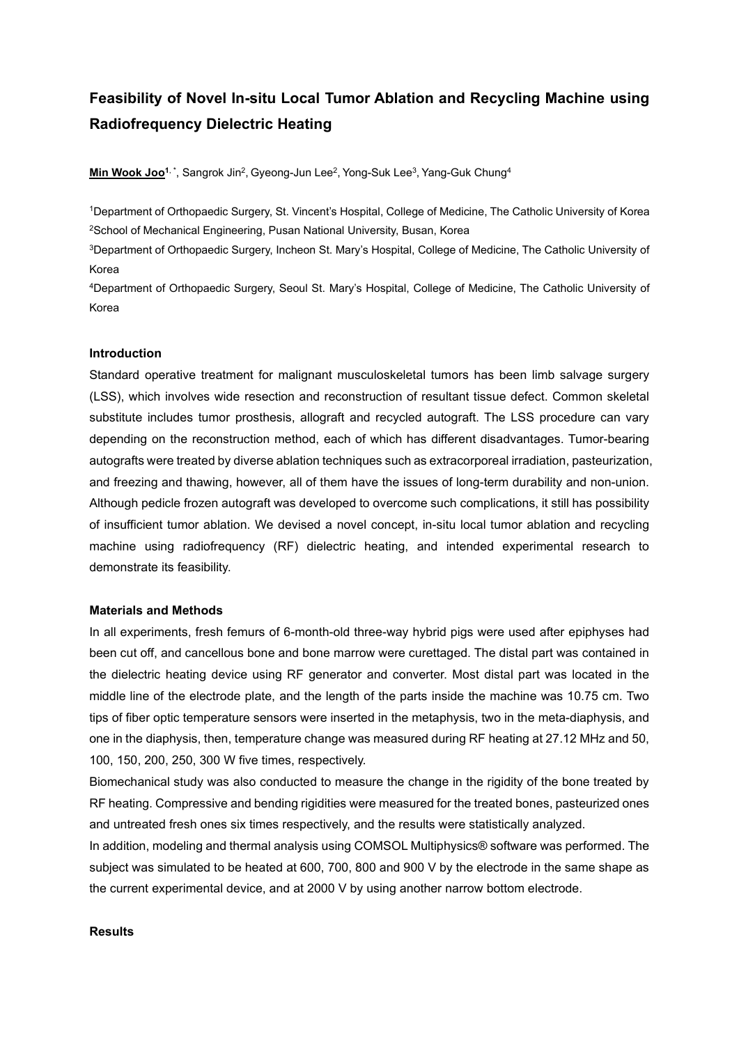# Feasibility of Novel In-situ Local Tumor Ablation and Recycling Machine using Radiofrequency Dielectric Heating

**Min Wook Joo**[1, *], Sangrok Jin[2], Gyeong-Jun Lee[2], Yong-Suk Lee[3], Yang-Guk Chung[4]

[1]Department of Orthopaedic Surgery, St. Vincent's Hospital, College of Medicine, The Catholic University of Korea
[2]School of Mechanical Engineering, Pusan National University, Busan, Korea
[3]Department of Orthopaedic Surgery, Incheon St. Mary's Hospital, College of Medicine, The Catholic University of Korea
[4]Department of Orthopaedic Surgery, Seoul St. Mary's Hospital, College of Medicine, The Catholic University of Korea

### Introduction

Standard operative treatment for malignant musculoskeletal tumors has been limb salvage surgery (LSS), which involves wide resection and reconstruction of resultant tissue defect. Common skeletal substitute includes tumor prosthesis, allograft and recycled autograft. The LSS procedure can vary depending on the reconstruction method, each of which has different disadvantages. Tumor-bearing autografts were treated by diverse ablation techniques such as extracorporeal irradiation, pasteurization, and freezing and thawing, however, all of them have the issues of long-term durability and non-union. Although pedicle frozen autograft was developed to overcome such complications, it still has possibility of insufficient tumor ablation. We devised a novel concept, in-situ local tumor ablation and recycling machine using radiofrequency (RF) dielectric heating, and intended experimental research to demonstrate its feasibility.

### Materials and Methods

In all experiments, fresh femurs of 6-month-old three-way hybrid pigs were used after epiphyses had been cut off, and cancellous bone and bone marrow were curettaged. The distal part was contained in the dielectric heating device using RF generator and converter. Most distal part was located in the middle line of the electrode plate, and the length of the parts inside the machine was 10.75 cm. Two tips of fiber optic temperature sensors were inserted in the metaphysis, two in the meta-diaphysis, and one in the diaphysis, then, temperature change was measured during RF heating at 27.12 MHz and 50, 100, 150, 200, 250, 300 W five times, respectively.

Biomechanical study was also conducted to measure the change in the rigidity of the bone treated by RF heating. Compressive and bending rigidities were measured for the treated bones, pasteurized ones and untreated fresh ones six times respectively, and the results were statistically analyzed.

In addition, modeling and thermal analysis using COMSOL Multiphysics® software was performed. The subject was simulated to be heated at 600, 700, 800 and 900 V by the electrode in the same shape as the current experimental device, and at 2000 V by using another narrow bottom electrode.

### Results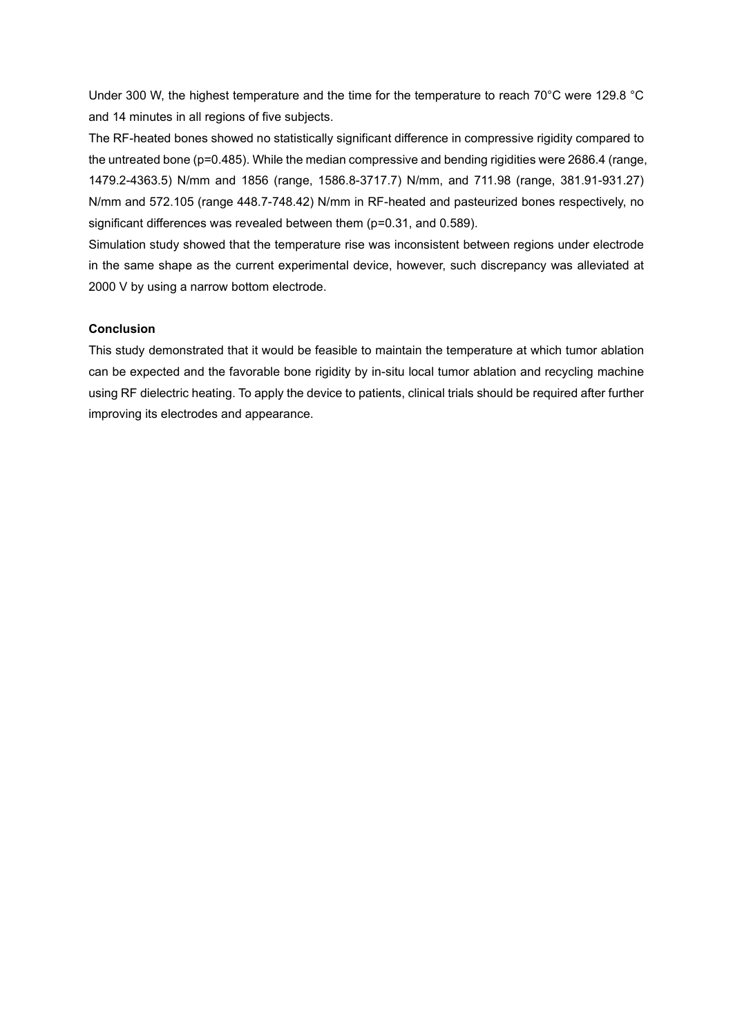Under 300 W, the highest temperature and the time for the temperature to reach 70°C were 129.8 °C and 14 minutes in all regions of five subjects.

The RF-heated bones showed no statistically significant difference in compressive rigidity compared to the untreated bone ($p=0.485$). While the median compressive and bending rigidities were 2686.4 (range, 1479.2-4363.5) N/mm and 1856 (range, 1586.8-3717.7) N/mm, and 711.98 (range, 381.91-931.27) N/mm and 572.105 (range 448.7-748.42) N/mm in RF-heated and pasteurized bones respectively, no significant differences was revealed between them ($p=0.31$, and 0.589).

Simulation study showed that the temperature rise was inconsistent between regions under electrode in the same shape as the current experimental device, however, such discrepancy was alleviated at 2000 V by using a narrow bottom electrode.

**Conclusion**

This study demonstrated that it would be feasible to maintain the temperature at which tumor ablation can be expected and the favorable bone rigidity by in-situ local tumor ablation and recycling machine using RF dielectric heating. To apply the device to patients, clinical trials should be required after further improving its electrodes and appearance.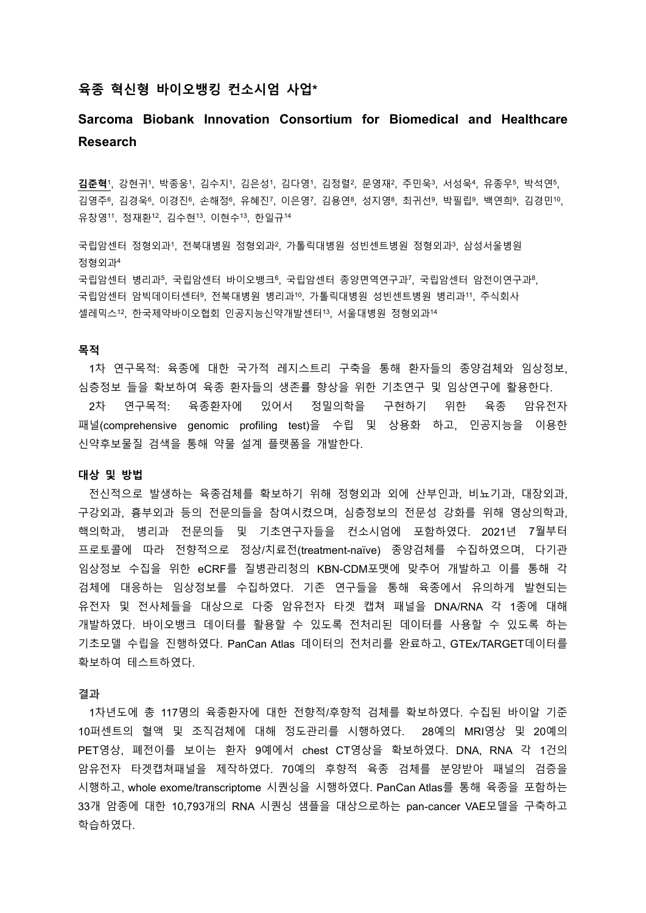# 육종 혁신형 바이오뱅킹 컨소시엄 사업*

## Sarcoma Biobank Innovation Consortium for Biomedical and Healthcare Research

**김준혁**[1], 강현귀[1], 박종웅[1], 김수지[1], 김은성[1], 김다영[1], 김정렬[2], 문영재[2], 주민욱[3], 서성욱[4], 유종우[5], 박석연[5], 김영주[6], 김경욱[6], 이경진[6], 손해정[6], 유혜진[7], 이은영[7], 김용연[8], 성지영[8], 최귀선[9], 박필립[9], 백연희[9], 김경민[10], 유창영[11], 정재환[12], 김수현[13], 이현수[13], 한일규[14]

국립암센터 정형외과[1], 전북대병원 정형외과[2], 가톨릭대병원 성빈센트병원 정형외과[3], 삼성서울병원 정형외과[4]
국립암센터 병리과[5], 국립암센터 바이오뱅크[6], 국립암센터 종양면역연구과[7], 국립암센터 암전이연구과[8], 국립암센터 암빅데이터센터[9], 전북대병원 병리과[10], 가톨릭대병원 성빈센트병원 병리과[11], 주식회사 셀레믹스[12], 한국제약바이오협회 인공지능신약개발센터[13], 서울대병원 정형외과[14]

### 목적

1차 연구목적: 육종에 대한 국가적 레지스트리 구축을 통해 환자들의 종양검체와 임상정보, 심층정보 들을 확보하여 육종 환자들의 생존률 향상을 위한 기초연구 및 임상연구에 활용한다.

2차 연구목적: 육종환자에 있어서 정밀의학을 구현하기 위한 육종 암유전자 패널(comprehensive genomic profiling test)을 수립 및 상용화 하고, 인공지능을 이용한 신약후보물질 검색을 통해 약물 설계 플랫폼을 개발한다.

### 대상 및 방법

전신적으로 발생하는 육종검체를 확보하기 위해 정형외과 외에 산부인과, 비뇨기과, 대장외과, 구강외과, 흉부외과 등의 전문의들을 참여시켰으며, 심층정보의 전문성 강화를 위해 영상의학과, 핵의학과, 병리과 전문의들 및 기초연구자들을 컨소시엄에 포함하였다. 2021년 7월부터 프로토콜에 따라 전향적으로 정상/치료전(treatment-naïve) 종양검체를 수집하였으며, 다기관 임상정보 수집을 위한 eCRF를 질병관리청의 KBN-CDM포맷에 맞추어 개발하고 이를 통해 각 검체에 대응하는 임상정보를 수집하였다. 기존 연구들을 통해 육종에서 유의하게 발현되는 유전자 및 전사체들을 대상으로 다중 암유전자 타겟 캡쳐 패널을 DNA/RNA 각 1종에 대해 개발하였다. 바이오뱅크 데이터를 활용할 수 있도록 전처리된 데이터를 사용할 수 있도록 하는 기초모델 수립을 진행하였다. PanCan Atlas 데이터의 전처리를 완료하고, GTEx/TARGET데이터를 확보하여 테스트하였다.

### 결과

1차년도에 총 117명의 육종환자에 대한 전향적/후향적 검체를 확보하였다. 수집된 바이알 기준 10퍼센트의 혈액 및 조직검체에 대해 정도관리를 시행하였다. 28예의 MRI영상 및 20예의 PET영상, 폐전이를 보이는 환자 9예에서 chest CT영상을 확보하였다. DNA, RNA 각 1건의 암유전자 타겟캡쳐패널을 제작하였다. 70예의 후향적 육종 검체를 분양받아 패널의 검증을 시행하고, whole exome/transcriptome 시퀀싱을 시행하였다. PanCan Atlas를 통해 육종을 포함하는 33개 암종에 대한 10,793개의 RNA 시퀀싱 샘플을 대상으로하는 pan-cancer VAE모델을 구축하고 학습하였다.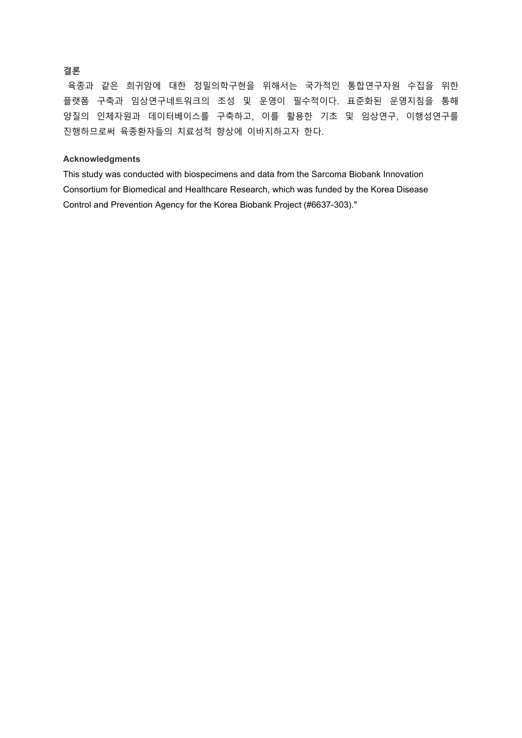## 결론

육종과 같은 희귀암에 대한 정밀의학구현을 위해서는 국가적인 통합연구자원 수집을 위한 플랫폼 구축과 임상연구네트워크의 조성 및 운영이 필수적이다. 표준화된 운영지침을 통해 양질의 인체자원과 데이터베이스를 구축하고, 이를 활용한 기초 및 임상연구, 이행성연구를 진행하므로써 육종환자들의 치료성적 향상에 이바지하고자 한다.

## Acknowledgments

This study was conducted with biospecimens and data from the Sarcoma Biobank Innovation Consortium for Biomedical and Healthcare Research, which was funded by the Korea Disease Control and Prevention Agency for the Korea Biobank Project (#6637-303)."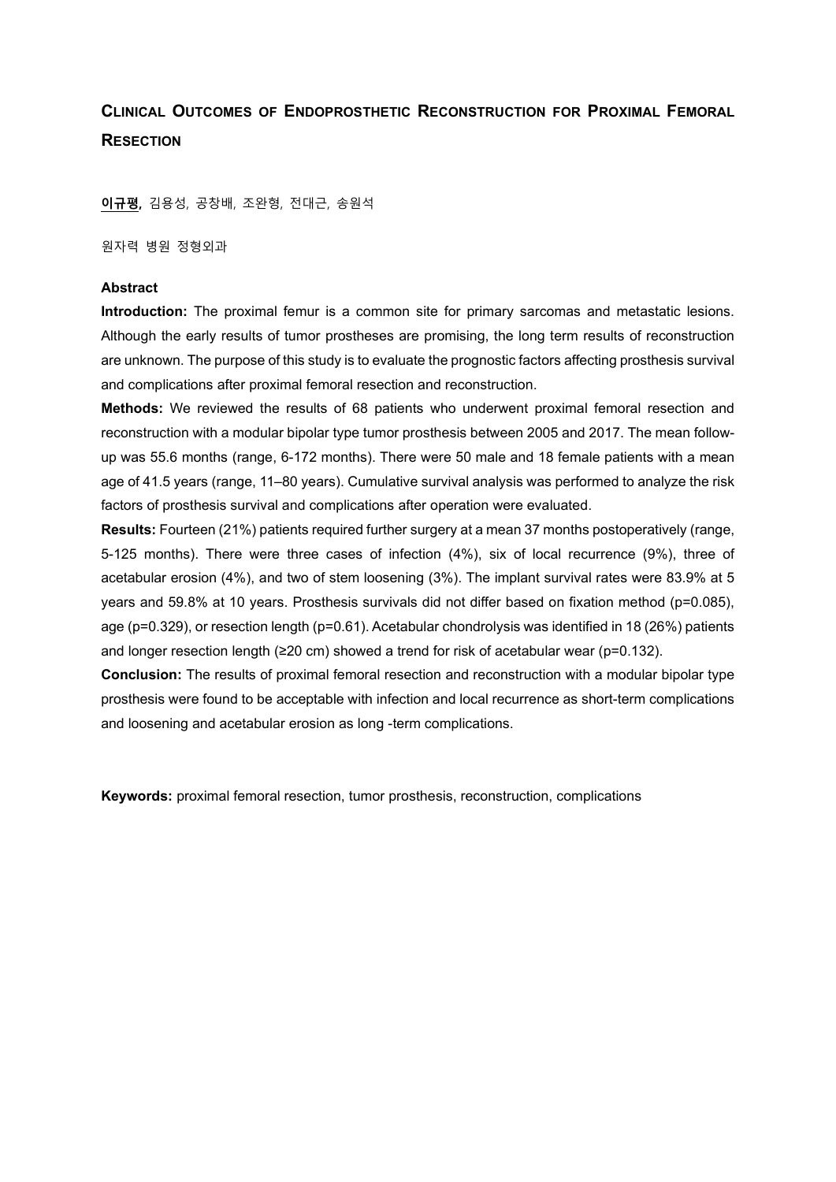# Clinical Outcomes of Endoprosthetic Reconstruction for Proximal Femoral Resection

**이규평**, 김용성, 공창배, 조완형, 전대근, 송원석

원자력 병원 정형외과

**Abstract**

**Introduction:** The proximal femur is a common site for primary sarcomas and metastatic lesions. Although the early results of tumor prostheses are promising, the long term results of reconstruction are unknown. The purpose of this study is to evaluate the prognostic factors affecting prosthesis survival and complications after proximal femoral resection and reconstruction.

**Methods:** We reviewed the results of 68 patients who underwent proximal femoral resection and reconstruction with a modular bipolar type tumor prosthesis between 2005 and 2017. The mean follow-up was 55.6 months (range, 6-172 months). There were 50 male and 18 female patients with a mean age of 41.5 years (range, 11–80 years). Cumulative survival analysis was performed to analyze the risk factors of prosthesis survival and complications after operation were evaluated.

**Results:** Fourteen (21%) patients required further surgery at a mean 37 months postoperatively (range, 5-125 months). There were three cases of infection (4%), six of local recurrence (9%), three of acetabular erosion (4%), and two of stem loosening (3%). The implant survival rates were 83.9% at 5 years and 59.8% at 10 years. Prosthesis survivals did not differ based on fixation method ($p=0.085$), age ($p=0.329$), or resection length ($p=0.61$). Acetabular chondrolysis was identified in 18 (26%) patients and longer resection length (≥20 cm) showed a trend for risk of acetabular wear ($p=0.132$).

**Conclusion:** The results of proximal femoral resection and reconstruction with a modular bipolar type prosthesis were found to be acceptable with infection and local recurrence as short-term complications and loosening and acetabular erosion as long -term complications.

**Keywords:** proximal femoral resection, tumor prosthesis, reconstruction, complications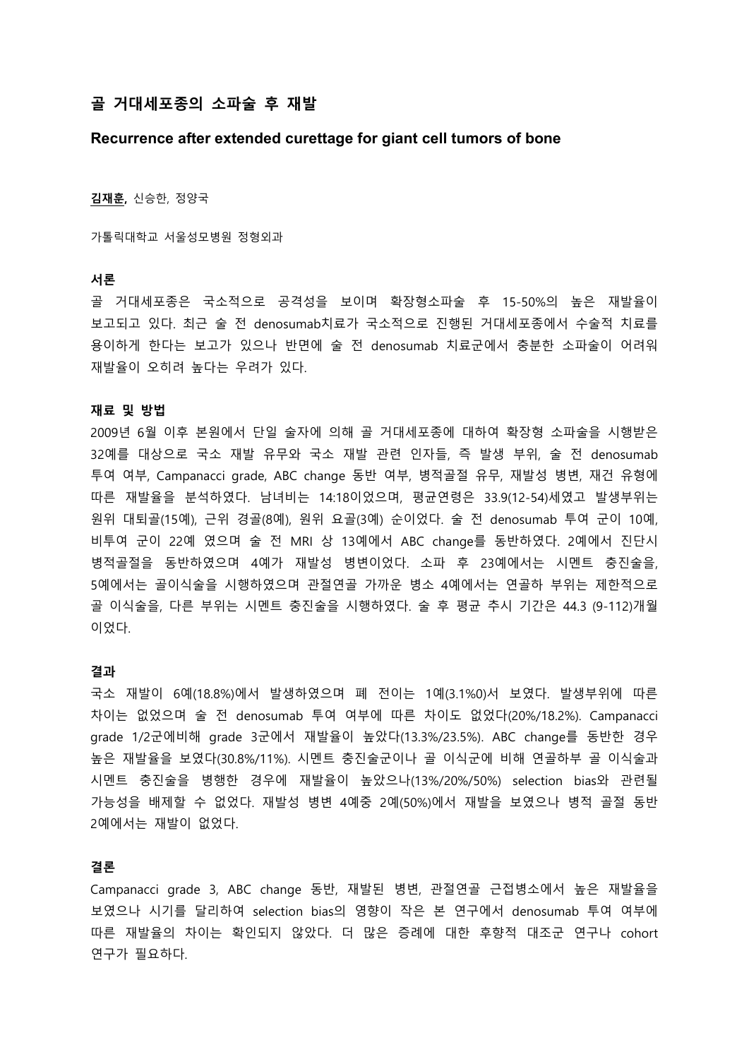# 골 거대세포종의 소파술 후 재발

## Recurrence after extended curettage for giant cell tumors of bone

**김재훈,** 신승한, 정양국

가톨릭대학교 서울성모병원 정형외과

### 서론

골 거대세포종은 국소적으로 공격성을 보이며 확장형소파술 후 15-50%의 높은 재발율이 보고되고 있다. 최근 술 전 denosumab치료가 국소적으로 진행된 거대세포종에서 수술적 치료를 용이하게 한다는 보고가 있으나 반면에 술 전 denosumab 치료군에서 충분한 소파술이 어려워 재발율이 오히려 높다는 우려가 있다.

### 재료 및 방법

2009년 6월 이후 본원에서 단일 술자에 의해 골 거대세포종에 대하여 확장형 소파술을 시행받은 32예를 대상으로 국소 재발 유무와 국소 재발 관련 인자들, 즉 발생 부위, 술 전 denosumab 투여 여부, Campanacci grade, ABC change 동반 여부, 병적골절 유무, 재발성 병변, 재건 유형에 따른 재발율을 분석하였다. 남녀비는 14:18이었으며, 평균연령은 33.9(12-54)세였고 발생부위는 원위 대퇴골(15예), 근위 경골(8예), 원위 요골(3예) 순이었다. 술 전 denosumab 투여 군이 10예, 비투여 군이 22예 였으며 술 전 MRI 상 13예에서 ABC change를 동반하였다. 2예에서 진단시 병적골절을 동반하였으며 4예가 재발성 병변이었다. 소파 후 23예에서는 시멘트 충진술을, 5예에서는 골이식술을 시행하였으며 관절연골 가까운 병소 4예에서는 연골하 부위는 제한적으로 골 이식술을, 다른 부위는 시멘트 충진술을 시행하였다. 술 후 평균 추시 기간은 44.3 (9-112)개월이었다.

### 결과

국소 재발이 6예(18.8%)에서 발생하였으며 폐 전이는 1예(3.1%0)서 보였다. 발생부위에 따른 차이는 없었으며 술 전 denosumab 투여 여부에 따른 차이도 없었다(20%/18.2%). Campanacci grade 1/2군에비해 grade 3군에서 재발율이 높았다(13.3%/23.5%). ABC change를 동반한 경우 높은 재발율을 보였다(30.8%/11%). 시멘트 충진술군이나 골 이식군에 비해 연골하부 골 이식술과 시멘트 충진술을 병행한 경우에 재발율이 높았으나(13%/20%/50%) selection bias와 관련될 가능성을 배제할 수 없었다. 재발성 병변 4예중 2예(50%)에서 재발을 보였으나 병적 골절 동반 2예에서는 재발이 없었다.

### 결론

Campanacci grade 3, ABC change 동반, 재발된 병변, 관절연골 근접병소에서 높은 재발율을 보였으나 시기를 달리하여 selection bias의 영향이 작은 본 연구에서 denosumab 투여 여부에 따른 재발율의 차이는 확인되지 않았다. 더 많은 증례에 대한 후향적 대조군 연구나 cohort 연구가 필요하다.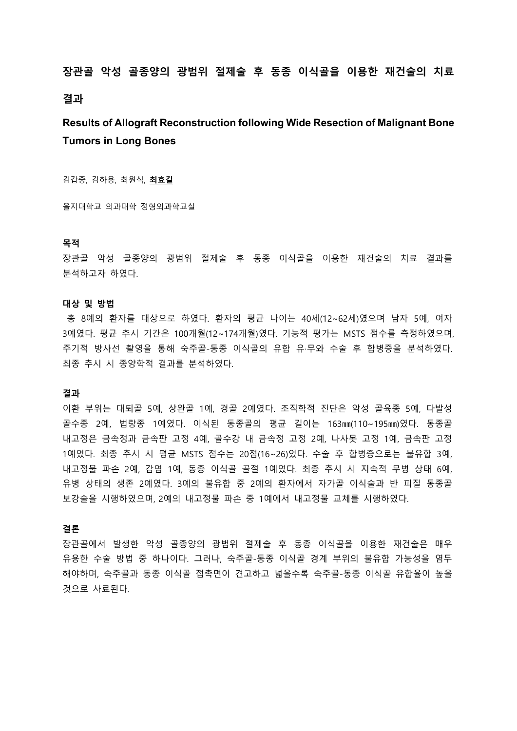# 장관골 악성 골종양의 광범위 절제술 후 동종 이식골을 이용한 재건술의 치료 결과

**Results of Allograft Reconstruction following Wide Resection of Malignant Bone Tumors in Long Bones**

김갑중, 김하용, 최원식, **최효길**

을지대학교 의과대학 정형외과학교실

### 목적

장관골 악성 골종양의 광범위 절제술 후 동종 이식골을 이용한 재건술의 치료 결과를 분석하고자 하였다.

### 대상 및 방법

총 8예의 환자를 대상으로 하였다. 환자의 평균 나이는 40세(12~62세)였으며 남자 5예, 여자 3예였다. 평균 추시 기간은 100개월(12~174개월)였다. 기능적 평가는 MSTS 점수를 측정하였으며, 주기적 방사선 촬영을 통해 숙주골-동종 이식골의 유합 유·무와 수술 후 합병증을 분석하였다. 최종 추시 시 종양학적 결과를 분석하였다.

### 결과

이환 부위는 대퇴골 5예, 상완골 1예, 경골 2예였다. 조직학적 진단은 악성 골육종 5예, 다발성 골수종 2예, 법랑종 1예였다. 이식된 동종골의 평균 길이는 163㎜(110~195㎜)였다. 동종골 내고정은 금속정과 금속판 고정 4예, 골수강 내 금속정 고정 2예, 나사못 고정 1예, 금속판 고정 1예였다. 최종 추시 시 평균 MSTS 점수는 20점(16~26)였다. 수술 후 합병증으로는 불유합 3예, 내고정물 파손 2예, 감염 1예, 동종 이식골 골절 1예였다. 최종 추시 시 지속적 무병 상태 6예, 유병 상태의 생존 2예였다. 3예의 불유합 중 2예의 환자에서 자가골 이식술과 반 피질 동종골 보강술을 시행하였으며, 2예의 내고정물 파손 중 1예에서 내고정물 교체를 시행하였다.

### 결론

장관골에서 발생한 악성 골종양의 광범위 절제술 후 동종 이식골을 이용한 재건술은 매우 유용한 수술 방법 중 하나이다. 그러나, 숙주골-동종 이식골 경계 부위의 불유합 가능성을 염두 해야하며, 숙주골과 동종 이식골 접촉면이 견고하고 넓을수록 숙주골-동종 이식골 유합율이 높을 것으로 사료된다.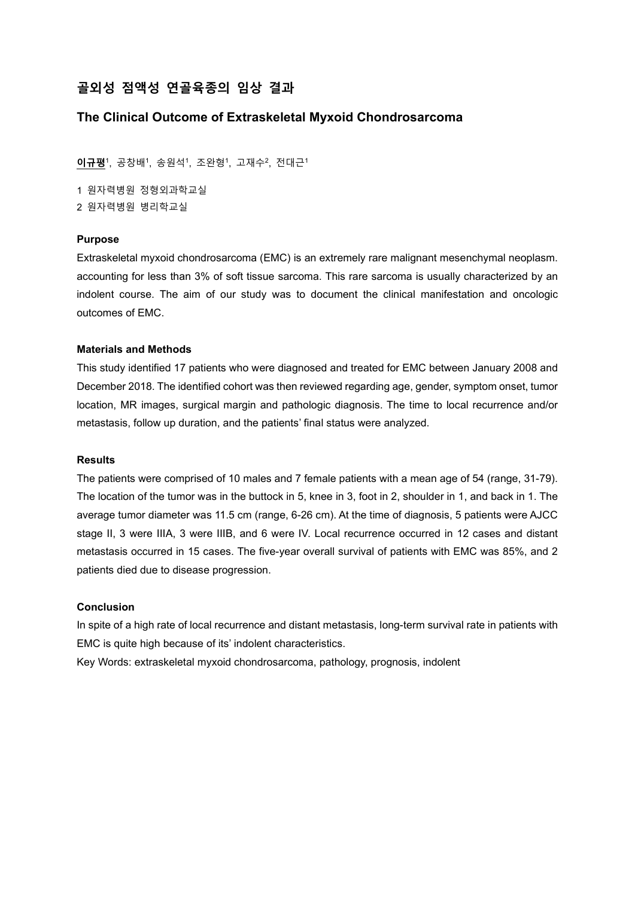# 골외성 점액성 연골육종의 임상 결과

## The Clinical Outcome of Extraskeletal Myxoid Chondrosarcoma

**이규평**[1], 공창배[1], 송원석[1], 조완형[1], 고재수[2], 전대근[1]

1 원자력병원 정형외과학교실

2 원자력병원 병리학교실

**Purpose**

Extraskeletal myxoid chondrosarcoma (EMC) is an extremely rare malignant mesenchymal neoplasm. accounting for less than 3% of soft tissue sarcoma. This rare sarcoma is usually characterized by an indolent course. The aim of our study was to document the clinical manifestation and oncologic outcomes of EMC.

**Materials and Methods**

This study identified 17 patients who were diagnosed and treated for EMC between January 2008 and December 2018. The identified cohort was then reviewed regarding age, gender, symptom onset, tumor location, MR images, surgical margin and pathologic diagnosis. The time to local recurrence and/or metastasis, follow up duration, and the patients' final status were analyzed.

**Results**

The patients were comprised of 10 males and 7 female patients with a mean age of 54 (range, 31-79). The location of the tumor was in the buttock in 5, knee in 3, foot in 2, shoulder in 1, and back in 1. The average tumor diameter was 11.5 cm (range, 6-26 cm). At the time of diagnosis, 5 patients were AJCC stage II, 3 were IIIA, 3 were IIIB, and 6 were IV. Local recurrence occurred in 12 cases and distant metastasis occurred in 15 cases. The five-year overall survival of patients with EMC was 85%, and 2 patients died due to disease progression.

**Conclusion**

In spite of a high rate of local recurrence and distant metastasis, long-term survival rate in patients with EMC is quite high because of its' indolent characteristics.

Key Words: extraskeletal myxoid chondrosarcoma, pathology, prognosis, indolent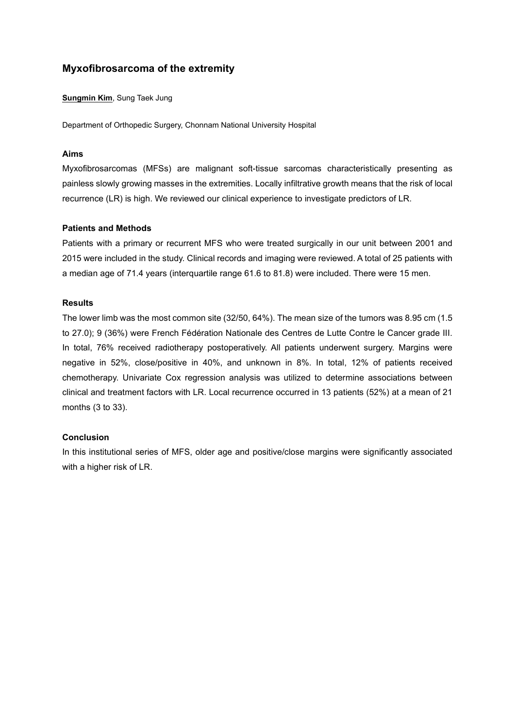# Myxofibrosarcoma of the extremity

**Sungmin Kim**, Sung Taek Jung

Department of Orthopedic Surgery, Chonnam National University Hospital

### Aims

Myxofibrosarcomas (MFSs) are malignant soft-tissue sarcomas characteristically presenting as painless slowly growing masses in the extremities. Locally infiltrative growth means that the risk of local recurrence (LR) is high. We reviewed our clinical experience to investigate predictors of LR.

### Patients and Methods

Patients with a primary or recurrent MFS who were treated surgically in our unit between 2001 and 2015 were included in the study. Clinical records and imaging were reviewed. A total of 25 patients with a median age of 71.4 years (interquartile range 61.6 to 81.8) were included. There were 15 men.

### Results

The lower limb was the most common site (32/50, 64%). The mean size of the tumors was 8.95 cm (1.5 to 27.0); 9 (36%) were French Fédération Nationale des Centres de Lutte Contre le Cancer grade III. In total, 76% received radiotherapy postoperatively. All patients underwent surgery. Margins were negative in 52%, close/positive in 40%, and unknown in 8%. In total, 12% of patients received chemotherapy. Univariate Cox regression analysis was utilized to determine associations between clinical and treatment factors with LR. Local recurrence occurred in 13 patients (52%) at a mean of 21 months (3 to 33).

### Conclusion

In this institutional series of MFS, older age and positive/close margins were significantly associated with a higher risk of LR.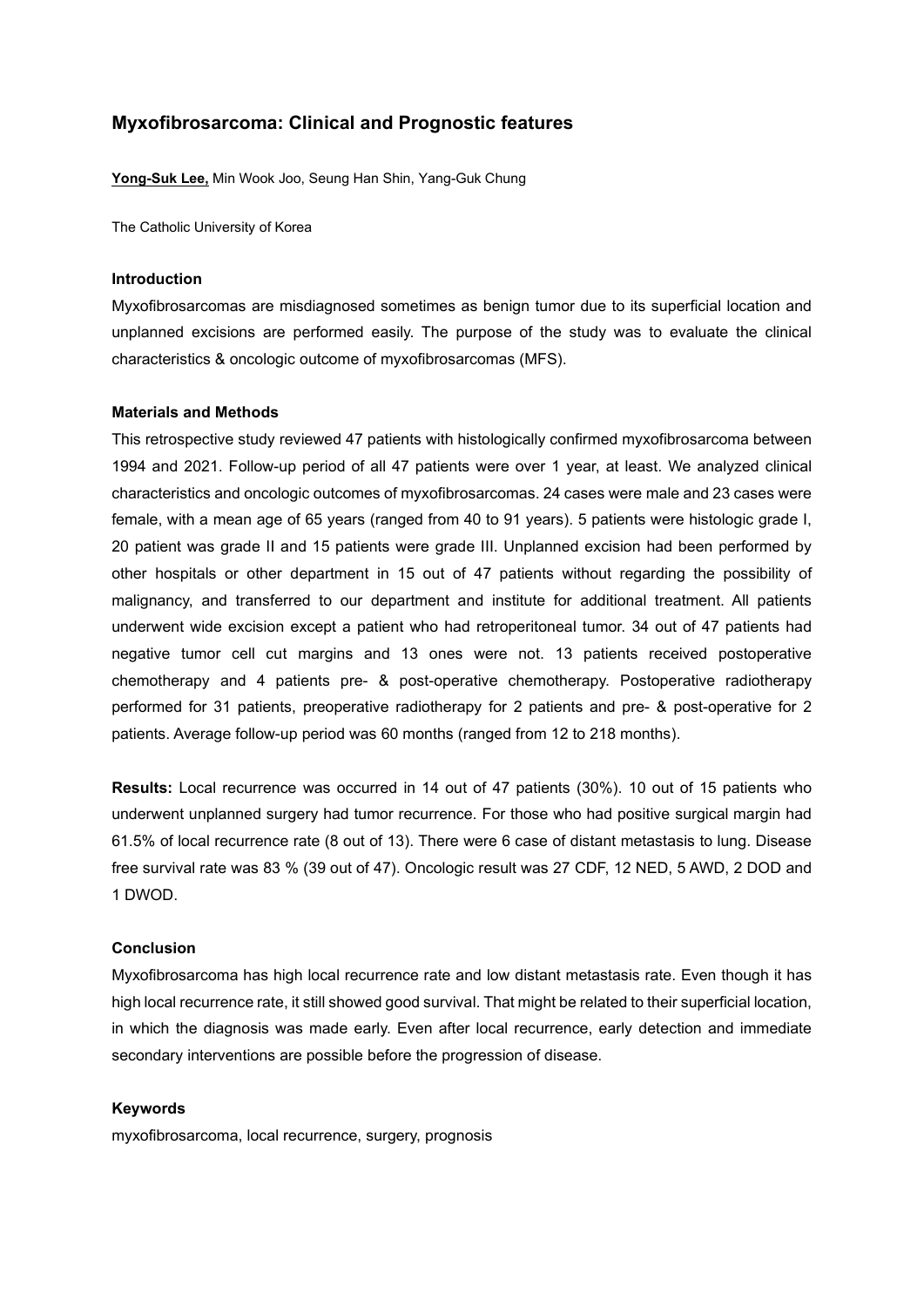# Myxofibrosarcoma: Clinical and Prognostic features

**Yong-Suk Lee,** Min Wook Joo, Seung Han Shin, Yang-Guk Chung

The Catholic University of Korea

### Introduction

Myxofibrosarcomas are misdiagnosed sometimes as benign tumor due to its superficial location and unplanned excisions are performed easily. The purpose of the study was to evaluate the clinical characteristics & oncologic outcome of myxofibrosarcomas (MFS).

### Materials and Methods

This retrospective study reviewed 47 patients with histologically confirmed myxofibrosarcoma between 1994 and 2021. Follow-up period of all 47 patients were over 1 year, at least. We analyzed clinical characteristics and oncologic outcomes of myxofibrosarcomas. 24 cases were male and 23 cases were female, with a mean age of 65 years (ranged from 40 to 91 years). 5 patients were histologic grade I, 20 patient was grade II and 15 patients were grade III. Unplanned excision had been performed by other hospitals or other department in 15 out of 47 patients without regarding the possibility of malignancy, and transferred to our department and institute for additional treatment. All patients underwent wide excision except a patient who had retroperitoneal tumor. 34 out of 47 patients had negative tumor cell cut margins and 13 ones were not. 13 patients received postoperative chemotherapy and 4 patients pre- & post-operative chemotherapy. Postoperative radiotherapy performed for 31 patients, preoperative radiotherapy for 2 patients and pre- & post-operative for 2 patients. Average follow-up period was 60 months (ranged from 12 to 218 months).

**Results:** Local recurrence was occurred in 14 out of 47 patients (30%). 10 out of 15 patients who underwent unplanned surgery had tumor recurrence. For those who had positive surgical margin had 61.5% of local recurrence rate (8 out of 13). There were 6 case of distant metastasis to lung. Disease free survival rate was 83 % (39 out of 47). Oncologic result was 27 CDF, 12 NED, 5 AWD, 2 DOD and 1 DWOD.

### Conclusion

Myxofibrosarcoma has high local recurrence rate and low distant metastasis rate. Even though it has high local recurrence rate, it still showed good survival. That might be related to their superficial location, in which the diagnosis was made early. Even after local recurrence, early detection and immediate secondary interventions are possible before the progression of disease.

### Keywords

myxofibrosarcoma, local recurrence, surgery, prognosis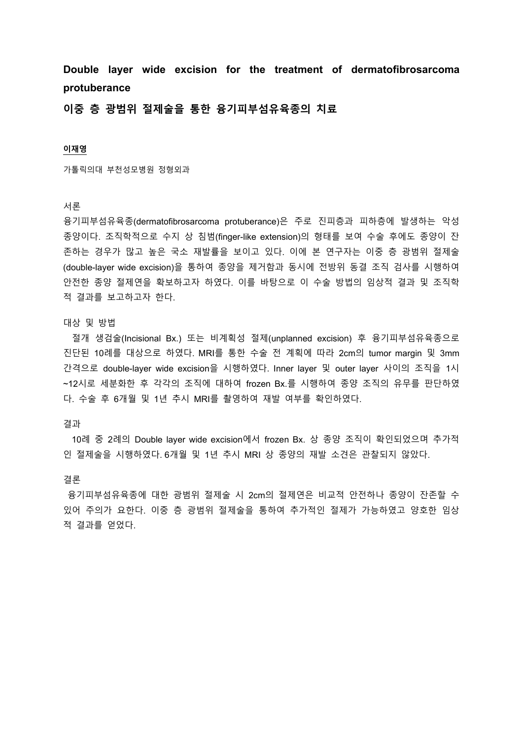# Double layer wide excision for the treatment of dermatofibrosarcoma protuberance

## 이중 층 광범위 절제술을 통한 융기피부섬유육종의 치료

**이재영**

가톨릭의대 부천성모병원 정형외과

### 서론

융기피부섬유육종(dermatofibrosarcoma protuberance)은 주로 진피층과 피하층에 발생하는 악성 종양이다. 조직학적으로 수지 상 침범(finger-like extension)의 형태를 보여 수술 후에도 종양이 잔존하는 경우가 많고 높은 국소 재발률을 보이고 있다. 이에 본 연구자는 이중 층 광범위 절제술(double-layer wide excision)을 통하여 종양을 제거함과 동시에 전방위 동결 조직 검사를 시행하여 안전한 종양 절제연을 확보하고자 하였다. 이를 바탕으로 이 수술 방법의 임상적 결과 및 조직학적 결과를 보고하고자 한다.

### 대상 및 방법

절개 생검술(Incisional Bx.) 또는 비계획성 절제(unplanned excision) 후 융기피부섬유육종으로 진단된 10례를 대상으로 하였다. MRI를 통한 수술 전 계획에 따라 2cm의 tumor margin 및 3mm 간격으로 double-layer wide excision을 시행하였다. Inner layer 및 outer layer 사이의 조직을 1시~12시로 세분화한 후 각각의 조직에 대하여 frozen Bx.를 시행하여 종양 조직의 유무를 판단하였다. 수술 후 6개월 및 1년 추시 MRI를 촬영하여 재발 여부를 확인하였다.

### 결과

10례 중 2례의 Double layer wide excision에서 frozen Bx. 상 종양 조직이 확인되었으며 추가적인 절제술을 시행하였다. 6개월 및 1년 추시 MRI 상 종양의 재발 소견은 관찰되지 않았다.

### 결론

융기피부섬유육종에 대한 광범위 절제술 시 2cm의 절제연은 비교적 안전하나 종양이 잔존할 수 있어 주의가 요한다. 이중 층 광범위 절제술을 통하여 추가적인 절제가 가능하였고 양호한 임상적 결과를 얻었다.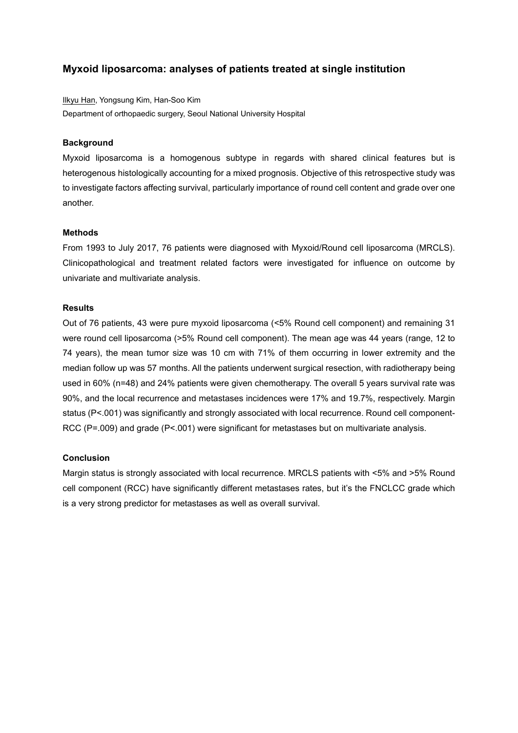## Myxoid liposarcoma: analyses of patients treated at single institution

Ilkyu Han, Yongsung Kim, Han-Soo Kim

Department of orthopaedic surgery, Seoul National University Hospital

### Background

Myxoid liposarcoma is a homogenous subtype in regards with shared clinical features but is heterogenous histologically accounting for a mixed prognosis. Objective of this retrospective study was to investigate factors affecting survival, particularly importance of round cell content and grade over one another.

### Methods

From 1993 to July 2017, 76 patients were diagnosed with Myxoid/Round cell liposarcoma (MRCLS). Clinicopathological and treatment related factors were investigated for influence on outcome by univariate and multivariate analysis.

### Results

Out of 76 patients, 43 were pure myxoid liposarcoma (<5% Round cell component) and remaining 31 were round cell liposarcoma (>5% Round cell component). The mean age was 44 years (range, 12 to 74 years), the mean tumor size was 10 cm with 71% of them occurring in lower extremity and the median follow up was 57 months. All the patients underwent surgical resection, with radiotherapy being used in 60% (n=48) and 24% patients were given chemotherapy. The overall 5 years survival rate was 90%, and the local recurrence and metastases incidences were 17% and 19.7%, respectively. Margin status (P<.001) was significantly and strongly associated with local recurrence. Round cell component-RCC (P=.009) and grade (P<.001) were significant for metastases but on multivariate analysis.

### Conclusion

Margin status is strongly associated with local recurrence. MRCLS patients with <5% and >5% Round cell component (RCC) have significantly different metastases rates, but it's the FNCLCC grade which is a very strong predictor for metastases as well as overall survival.